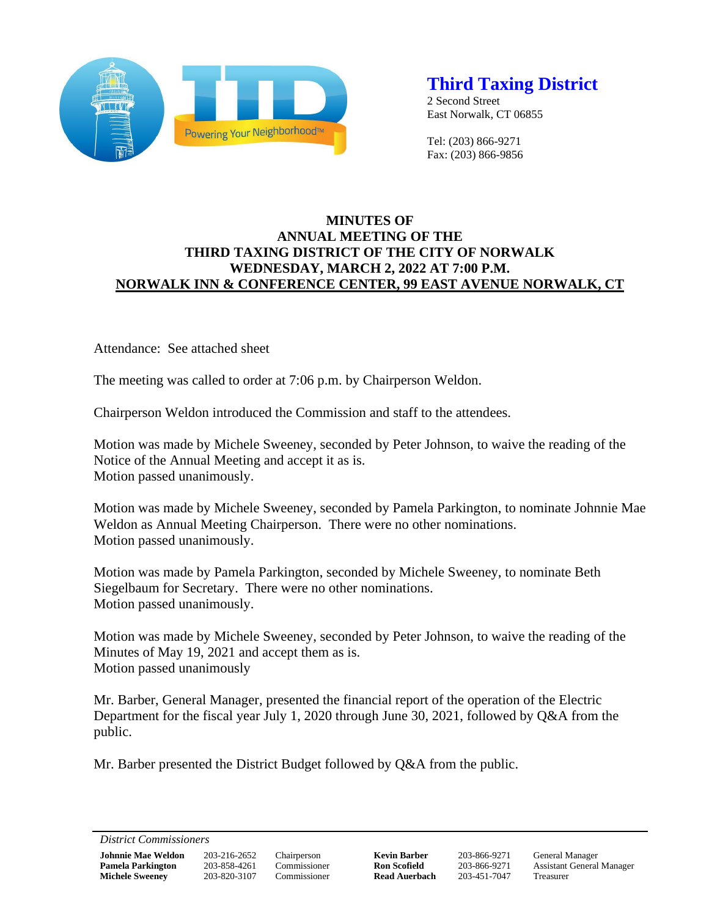**Third Taxing District**
2 Second Street
East Norwalk, CT 06855

Tel: (203) 866-9271
Fax: (203) 866-9856

# MINUTES OF
# ANNUAL MEETING OF THE
# THIRD TAXING DISTRICT OF THE CITY OF NORWALK
# WEDNESDAY, MARCH 2, 2022 AT 7:00 P.M.
# NORWALK INN & CONFERENCE CENTER, 99 EAST AVENUE NORWALK, CT

Attendance: See attached sheet

The meeting was called to order at 7:06 p.m. by Chairperson Weldon.

Chairperson Weldon introduced the Commission and staff to the attendees.

Motion was made by Michele Sweeney, seconded by Peter Johnson, to waive the reading of the Notice of the Annual Meeting and accept it as is.
Motion passed unanimously.

Motion was made by Michele Sweeney, seconded by Pamela Parkington, to nominate Johnnie Mae Weldon as Annual Meeting Chairperson. There were no other nominations.
Motion passed unanimously.

Motion was made by Pamela Parkington, seconded by Michele Sweeney, to nominate Beth Siegelbaum for Secretary. There were no other nominations.
Motion passed unanimously.

Motion was made by Michele Sweeney, seconded by Peter Johnson, to waive the reading of the Minutes of May 19, 2021 and accept them as is.
Motion passed unanimously

Mr. Barber, General Manager, presented the financial report of the operation of the Electric Department for the fiscal year July 1, 2020 through June 30, 2021, followed by Q&A from the public.

Mr. Barber presented the District Budget followed by Q&A from the public.

*District Commissioners*

| | | | | | |
|---|---|---|---|---|---|
| **Johnnie Mae Weldon** | 203-216-2652 | Chairperson | **Kevin Barber** | 203-866-9271 | General Manager |
| **Pamela Parkington** | 203-858-4261 | Commissioner | **Ron Scofield** | 203-866-9271 | Assistant General Manager |
| **Michele Sweeney** | 203-820-3107 | Commissioner | **Read Auerbach** | 203-451-7047 | Treasurer |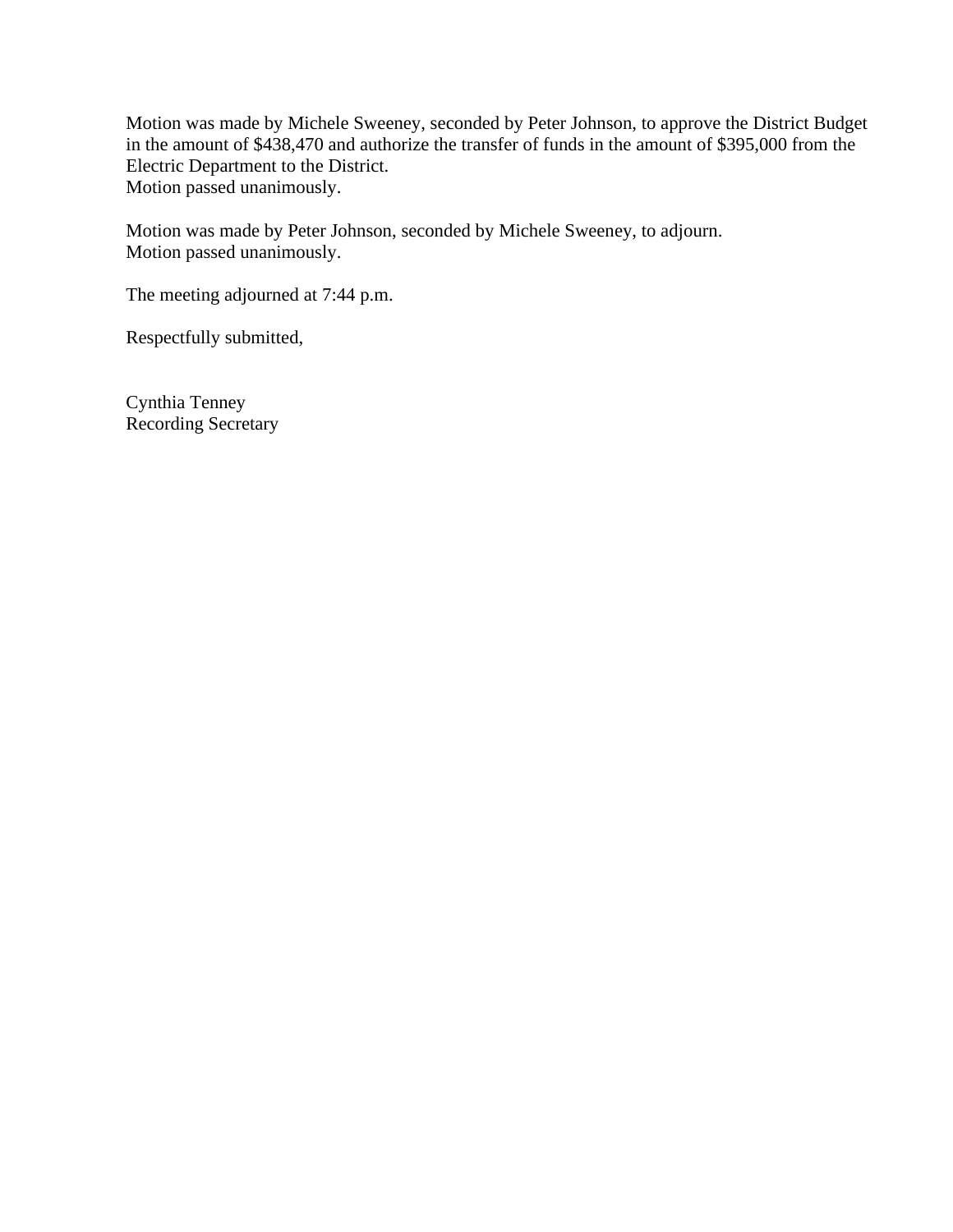Motion was made by Michele Sweeney, seconded by Peter Johnson, to approve the District Budget in the amount of $438,470 and authorize the transfer of funds in the amount of $395,000 from the Electric Department to the District.
Motion passed unanimously.

Motion was made by Peter Johnson, seconded by Michele Sweeney, to adjourn.
Motion passed unanimously.

The meeting adjourned at 7:44 p.m.

Respectfully submitted,

Cynthia Tenney
Recording Secretary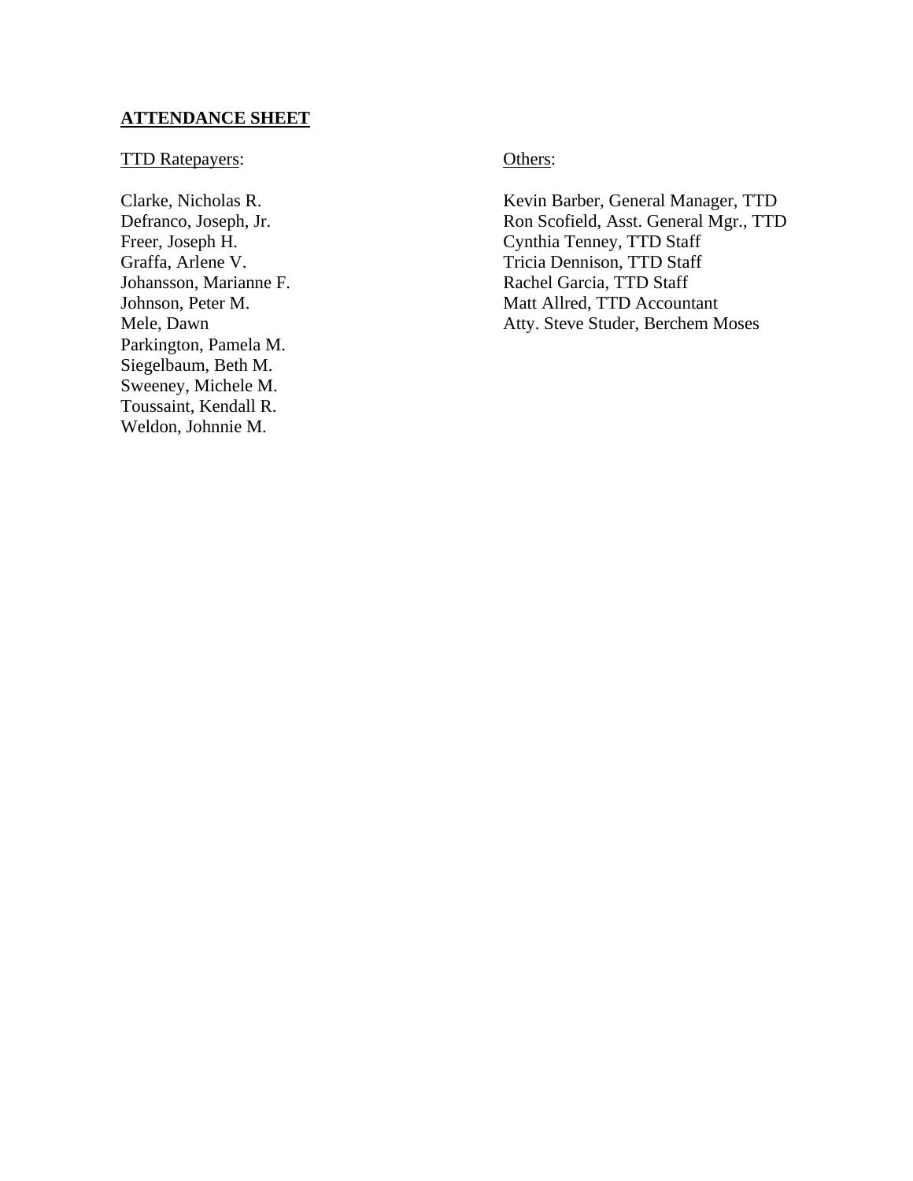**ATTENDANCE SHEET**

TTD Ratepayers:

Clarke, Nicholas R.
Defranco, Joseph, Jr.
Freer, Joseph H.
Graffa, Arlene V.
Johansson, Marianne F.
Johnson, Peter M.
Mele, Dawn
Parkington, Pamela M.
Siegelbaum, Beth M.
Sweeney, Michele M.
Toussaint, Kendall R.
Weldon, Johnnie M.

Others:

Kevin Barber, General Manager, TTD
Ron Scofield, Asst. General Mgr., TTD
Cynthia Tenney, TTD Staff
Tricia Dennison, TTD Staff
Rachel Garcia, TTD Staff
Matt Allred, TTD Accountant
Atty. Steve Studer, Berchem Moses